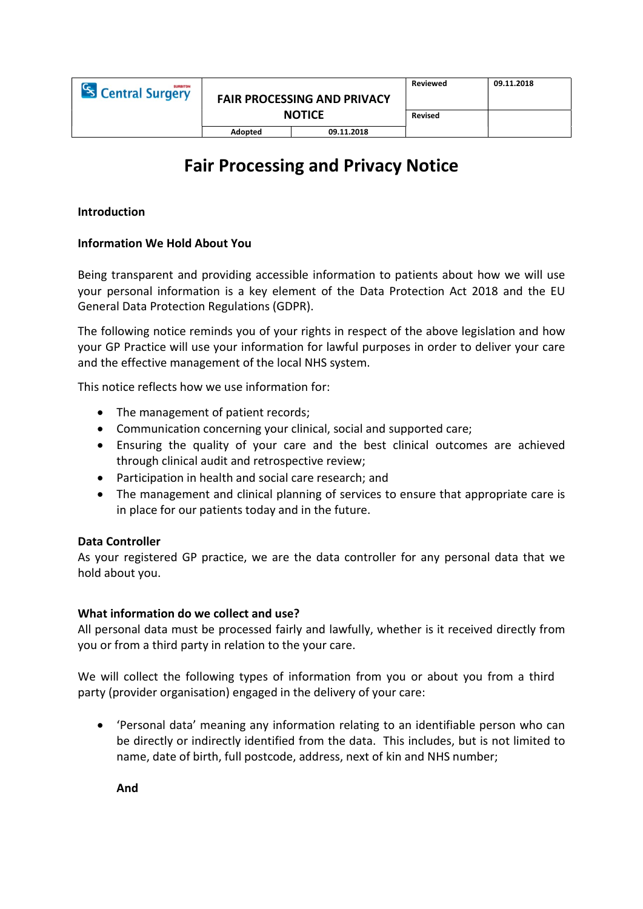| Central Surgery | FAIR PROCESSING AND PRIVACY NOTICE | | Reviewed | 09.11.2018 |
|---|---|---|---|---|
| | | | Revised | |
| | Adopted | 09.11.2018 | | |

# Fair Processing and Privacy Notice

**Introduction**

**Information We Hold About You**

Being transparent and providing accessible information to patients about how we will use your personal information is a key element of the Data Protection Act 2018 and the EU General Data Protection Regulations (GDPR).

The following notice reminds you of your rights in respect of the above legislation and how your GP Practice will use your information for lawful purposes in order to deliver your care and the effective management of the local NHS system.

This notice reflects how we use information for:

- The management of patient records;
- Communication concerning your clinical, social and supported care;
- Ensuring the quality of your care and the best clinical outcomes are achieved through clinical audit and retrospective review;
- Participation in health and social care research; and
- The management and clinical planning of services to ensure that appropriate care is in place for our patients today and in the future.

**Data Controller**

As your registered GP practice, we are the data controller for any personal data that we hold about you.

**What information do we collect and use?**

All personal data must be processed fairly and lawfully, whether is it received directly from you or from a third party in relation to the your care.

We will collect the following types of information from you or about you from a third party (provider organisation) engaged in the delivery of your care:

- 'Personal data' meaning any information relating to an identifiable person who can be directly or indirectly identified from the data. This includes, but is not limited to name, date of birth, full postcode, address, next of kin and NHS number;

  **And**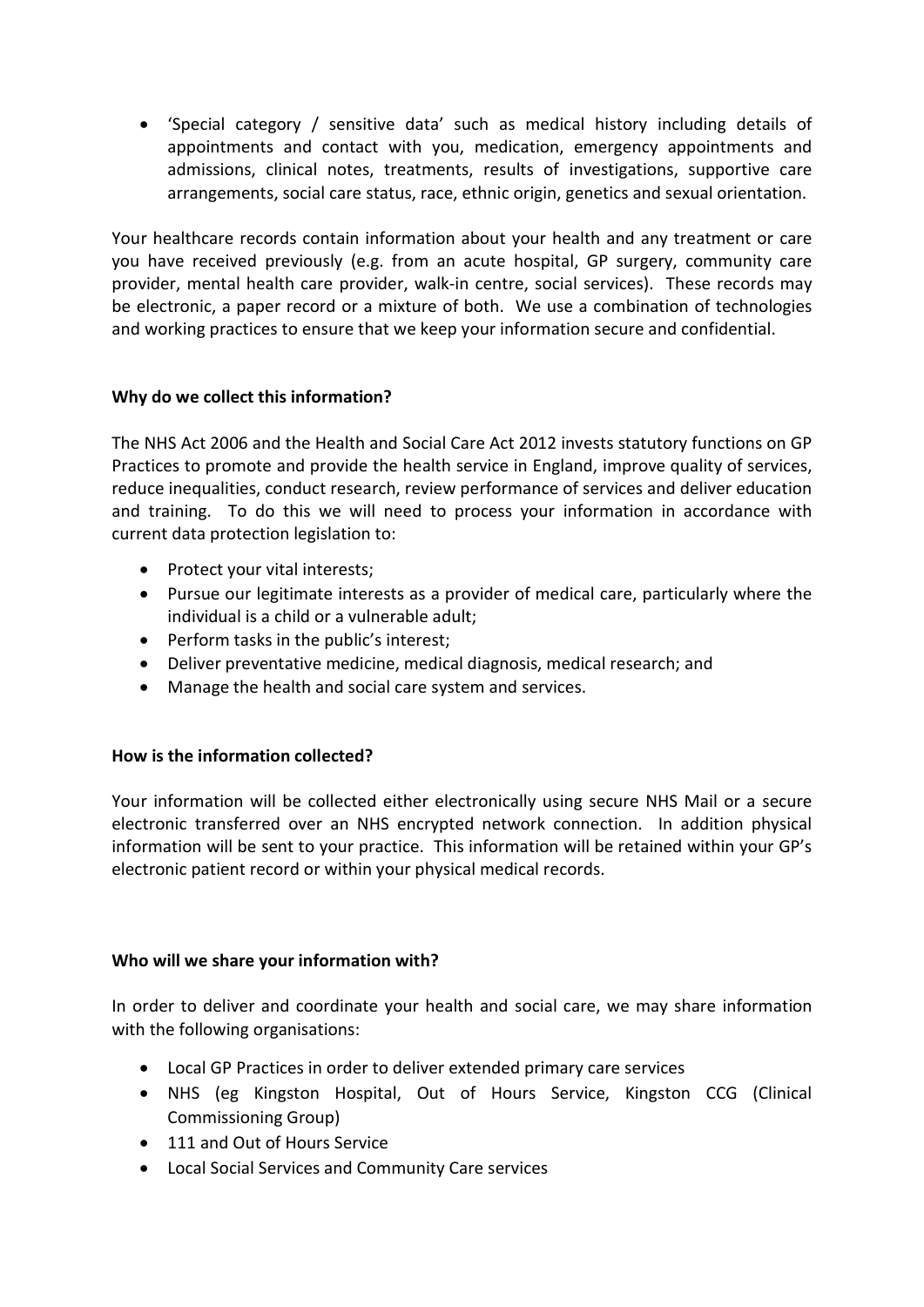- 'Special category / sensitive data' such as medical history including details of appointments and contact with you, medication, emergency appointments and admissions, clinical notes, treatments, results of investigations, supportive care arrangements, social care status, race, ethnic origin, genetics and sexual orientation.

Your healthcare records contain information about your health and any treatment or care you have received previously (e.g. from an acute hospital, GP surgery, community care provider, mental health care provider, walk-in centre, social services). These records may be electronic, a paper record or a mixture of both. We use a combination of technologies and working practices to ensure that we keep your information secure and confidential.

**Why do we collect this information?**

The NHS Act 2006 and the Health and Social Care Act 2012 invests statutory functions on GP Practices to promote and provide the health service in England, improve quality of services, reduce inequalities, conduct research, review performance of services and deliver education and training. To do this we will need to process your information in accordance with current data protection legislation to:

- Protect your vital interests;
- Pursue our legitimate interests as a provider of medical care, particularly where the individual is a child or a vulnerable adult;
- Perform tasks in the public's interest;
- Deliver preventative medicine, medical diagnosis, medical research; and
- Manage the health and social care system and services.

**How is the information collected?**

Your information will be collected either electronically using secure NHS Mail or a secure electronic transferred over an NHS encrypted network connection. In addition physical information will be sent to your practice. This information will be retained within your GP's electronic patient record or within your physical medical records.

**Who will we share your information with?**

In order to deliver and coordinate your health and social care, we may share information with the following organisations:

- Local GP Practices in order to deliver extended primary care services
- NHS (eg Kingston Hospital, Out of Hours Service, Kingston CCG (Clinical Commissioning Group)
- 111 and Out of Hours Service
- Local Social Services and Community Care services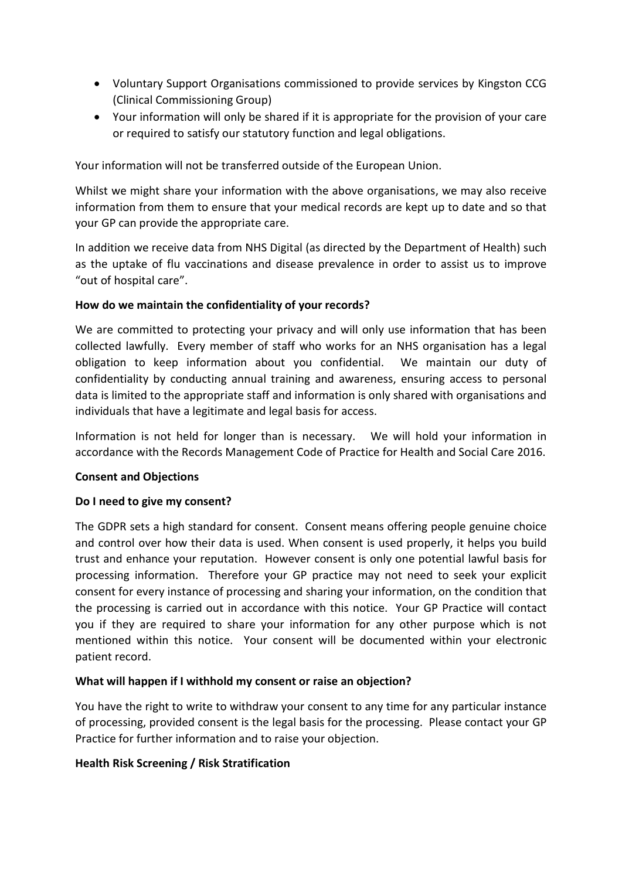- Voluntary Support Organisations commissioned to provide services by Kingston CCG (Clinical Commissioning Group)
- Your information will only be shared if it is appropriate for the provision of your care or required to satisfy our statutory function and legal obligations.

Your information will not be transferred outside of the European Union.

Whilst we might share your information with the above organisations, we may also receive information from them to ensure that your medical records are kept up to date and so that your GP can provide the appropriate care.

In addition we receive data from NHS Digital (as directed by the Department of Health) such as the uptake of flu vaccinations and disease prevalence in order to assist us to improve "out of hospital care".

**How do we maintain the confidentiality of your records?**

We are committed to protecting your privacy and will only use information that has been collected lawfully. Every member of staff who works for an NHS organisation has a legal obligation to keep information about you confidential. We maintain our duty of confidentiality by conducting annual training and awareness, ensuring access to personal data is limited to the appropriate staff and information is only shared with organisations and individuals that have a legitimate and legal basis for access.

Information is not held for longer than is necessary. We will hold your information in accordance with the Records Management Code of Practice for Health and Social Care 2016.

**Consent and Objections**

**Do I need to give my consent?**

The GDPR sets a high standard for consent. Consent means offering people genuine choice and control over how their data is used. When consent is used properly, it helps you build trust and enhance your reputation. However consent is only one potential lawful basis for processing information. Therefore your GP practice may not need to seek your explicit consent for every instance of processing and sharing your information, on the condition that the processing is carried out in accordance with this notice. Your GP Practice will contact you if they are required to share your information for any other purpose which is not mentioned within this notice. Your consent will be documented within your electronic patient record.

**What will happen if I withhold my consent or raise an objection?**

You have the right to write to withdraw your consent to any time for any particular instance of processing, provided consent is the legal basis for the processing. Please contact your GP Practice for further information and to raise your objection.

**Health Risk Screening / Risk Stratification**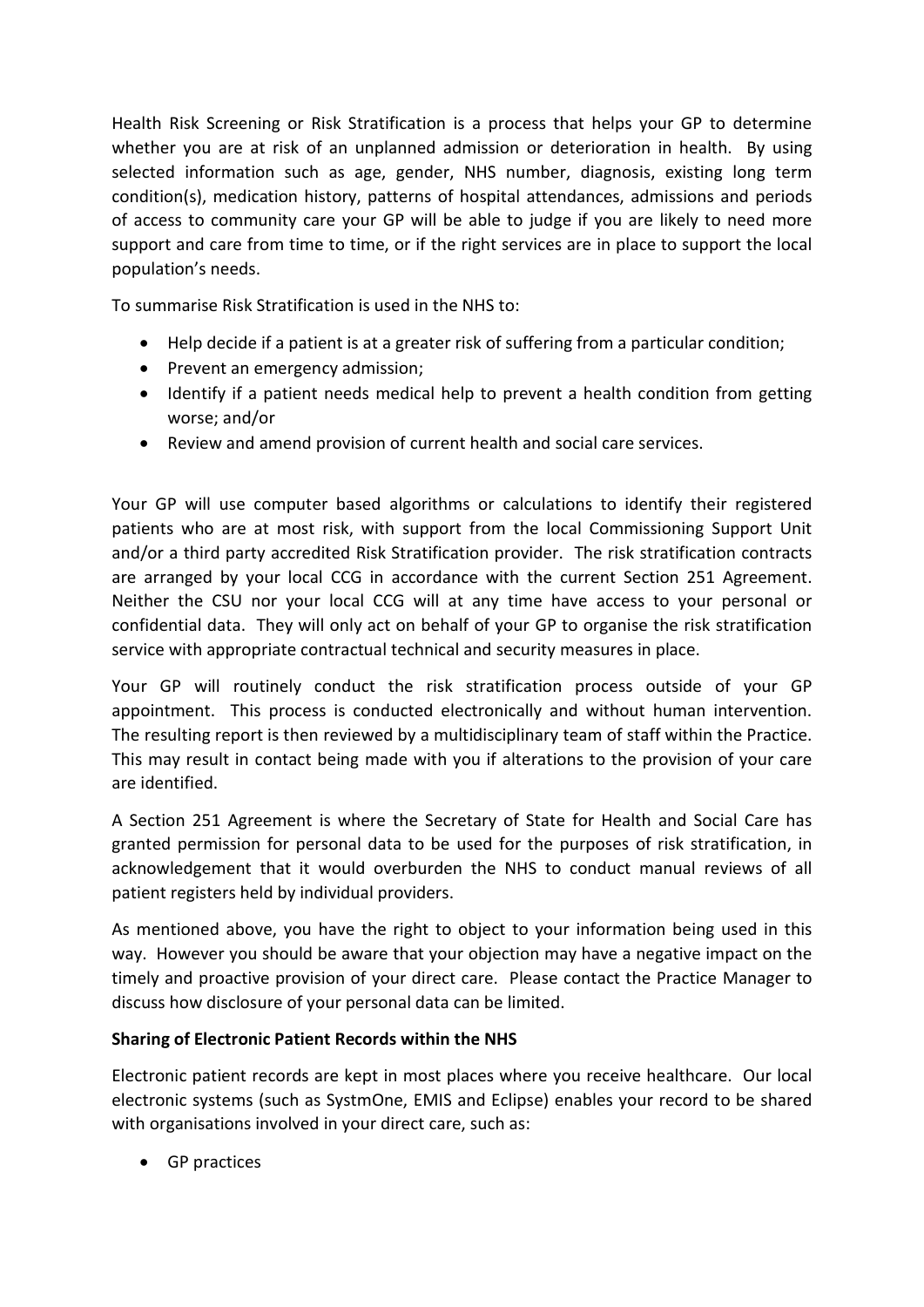Health Risk Screening or Risk Stratification is a process that helps your GP to determine whether you are at risk of an unplanned admission or deterioration in health. By using selected information such as age, gender, NHS number, diagnosis, existing long term condition(s), medication history, patterns of hospital attendances, admissions and periods of access to community care your GP will be able to judge if you are likely to need more support and care from time to time, or if the right services are in place to support the local population's needs.

To summarise Risk Stratification is used in the NHS to:

- Help decide if a patient is at a greater risk of suffering from a particular condition;
- Prevent an emergency admission;
- Identify if a patient needs medical help to prevent a health condition from getting worse; and/or
- Review and amend provision of current health and social care services.

Your GP will use computer based algorithms or calculations to identify their registered patients who are at most risk, with support from the local Commissioning Support Unit and/or a third party accredited Risk Stratification provider. The risk stratification contracts are arranged by your local CCG in accordance with the current Section 251 Agreement. Neither the CSU nor your local CCG will at any time have access to your personal or confidential data. They will only act on behalf of your GP to organise the risk stratification service with appropriate contractual technical and security measures in place.

Your GP will routinely conduct the risk stratification process outside of your GP appointment. This process is conducted electronically and without human intervention. The resulting report is then reviewed by a multidisciplinary team of staff within the Practice. This may result in contact being made with you if alterations to the provision of your care are identified.

A Section 251 Agreement is where the Secretary of State for Health and Social Care has granted permission for personal data to be used for the purposes of risk stratification, in acknowledgement that it would overburden the NHS to conduct manual reviews of all patient registers held by individual providers.

As mentioned above, you have the right to object to your information being used in this way. However you should be aware that your objection may have a negative impact on the timely and proactive provision of your direct care. Please contact the Practice Manager to discuss how disclosure of your personal data can be limited.

**Sharing of Electronic Patient Records within the NHS**

Electronic patient records are kept in most places where you receive healthcare. Our local electronic systems (such as SystmOne, EMIS and Eclipse) enables your record to be shared with organisations involved in your direct care, such as:

- GP practices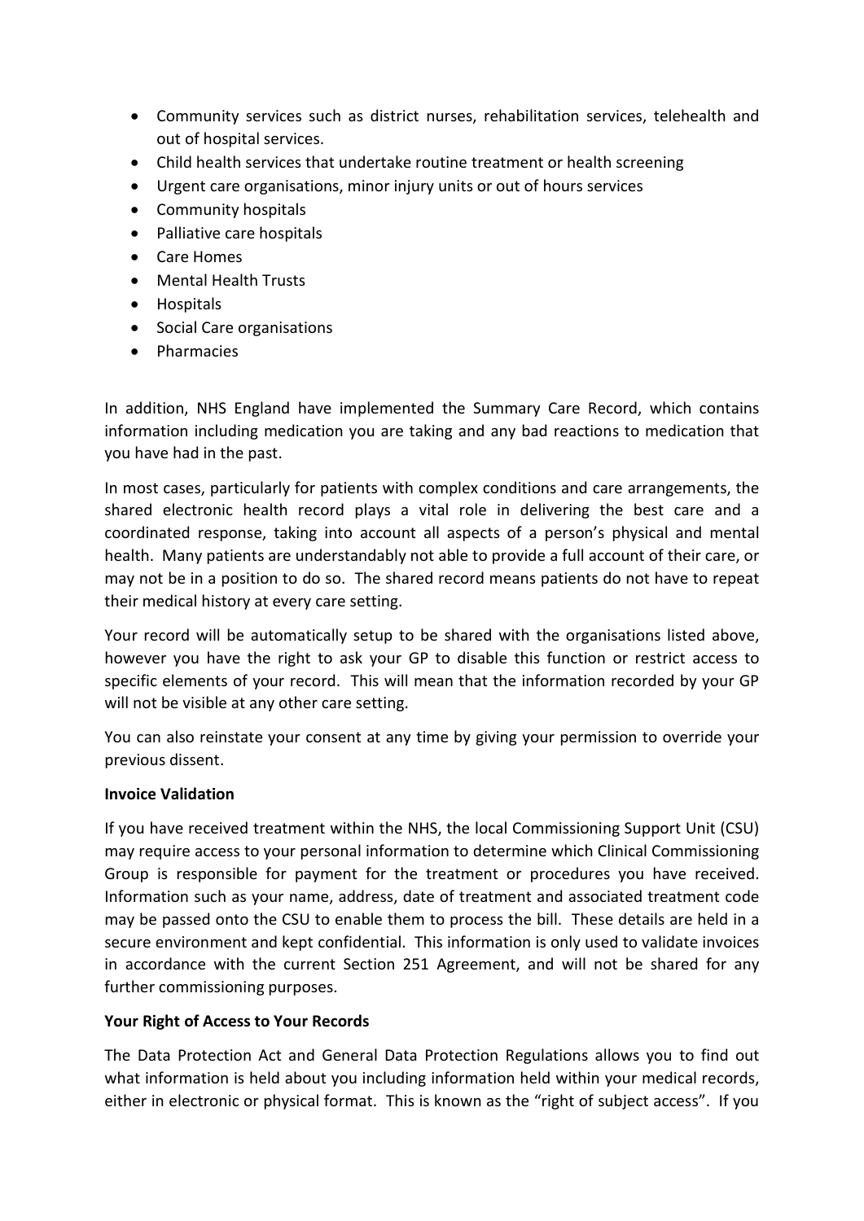- Community services such as district nurses, rehabilitation services, telehealth and out of hospital services.
- Child health services that undertake routine treatment or health screening
- Urgent care organisations, minor injury units or out of hours services
- Community hospitals
- Palliative care hospitals
- Care Homes
- Mental Health Trusts
- Hospitals
- Social Care organisations
- Pharmacies

In addition, NHS England have implemented the Summary Care Record, which contains information including medication you are taking and any bad reactions to medication that you have had in the past.

In most cases, particularly for patients with complex conditions and care arrangements, the shared electronic health record plays a vital role in delivering the best care and a coordinated response, taking into account all aspects of a person's physical and mental health. Many patients are understandably not able to provide a full account of their care, or may not be in a position to do so. The shared record means patients do not have to repeat their medical history at every care setting.

Your record will be automatically setup to be shared with the organisations listed above, however you have the right to ask your GP to disable this function or restrict access to specific elements of your record. This will mean that the information recorded by your GP will not be visible at any other care setting.

You can also reinstate your consent at any time by giving your permission to override your previous dissent.

**Invoice Validation**

If you have received treatment within the NHS, the local Commissioning Support Unit (CSU) may require access to your personal information to determine which Clinical Commissioning Group is responsible for payment for the treatment or procedures you have received. Information such as your name, address, date of treatment and associated treatment code may be passed onto the CSU to enable them to process the bill. These details are held in a secure environment and kept confidential. This information is only used to validate invoices in accordance with the current Section 251 Agreement, and will not be shared for any further commissioning purposes.

**Your Right of Access to Your Records**

The Data Protection Act and General Data Protection Regulations allows you to find out what information is held about you including information held within your medical records, either in electronic or physical format. This is known as the "right of subject access". If you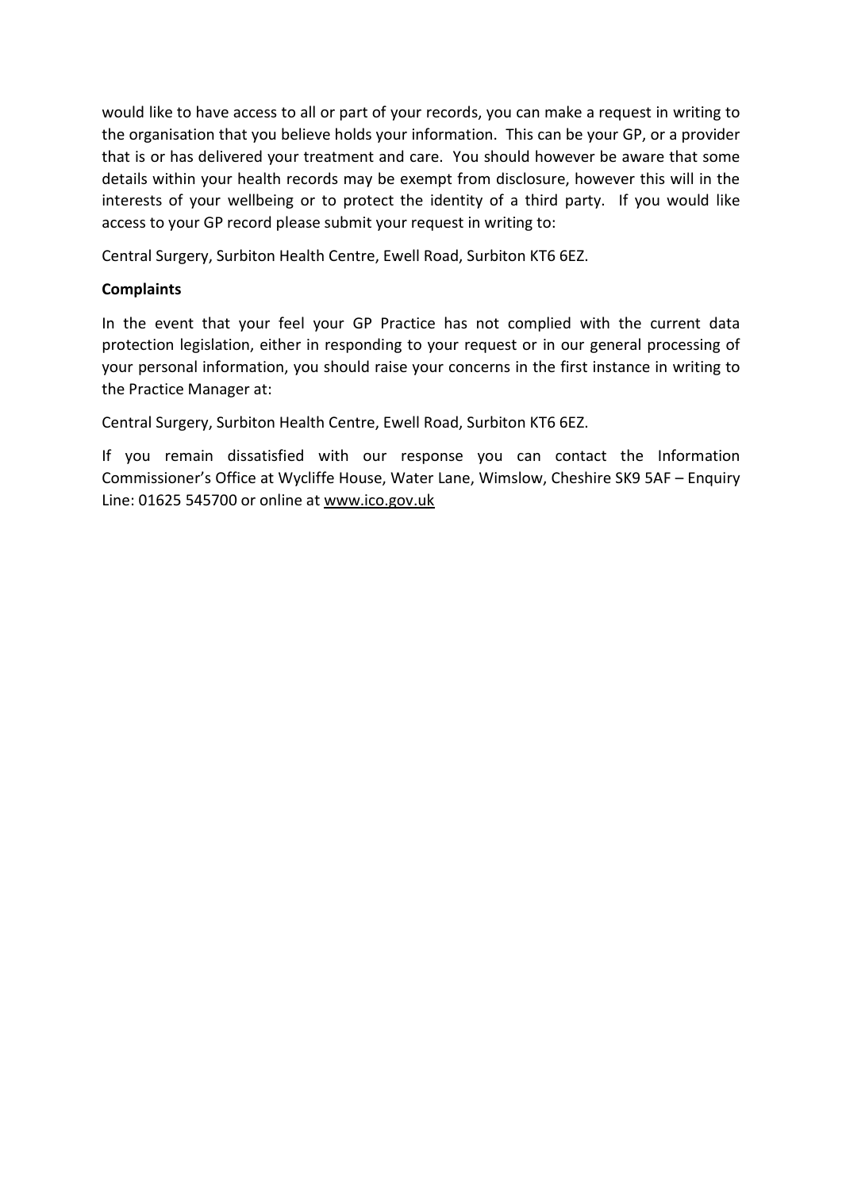would like to have access to all or part of your records, you can make a request in writing to the organisation that you believe holds your information. This can be your GP, or a provider that is or has delivered your treatment and care. You should however be aware that some details within your health records may be exempt from disclosure, however this will in the interests of your wellbeing or to protect the identity of a third party. If you would like access to your GP record please submit your request in writing to:

Central Surgery, Surbiton Health Centre, Ewell Road, Surbiton KT6 6EZ.

**Complaints**

In the event that your feel your GP Practice has not complied with the current data protection legislation, either in responding to your request or in our general processing of your personal information, you should raise your concerns in the first instance in writing to the Practice Manager at:

Central Surgery, Surbiton Health Centre, Ewell Road, Surbiton KT6 6EZ.

If you remain dissatisfied with our response you can contact the Information Commissioner's Office at Wycliffe House, Water Lane, Wimslow, Cheshire SK9 5AF – Enquiry Line: 01625 545700 or online at www.ico.gov.uk